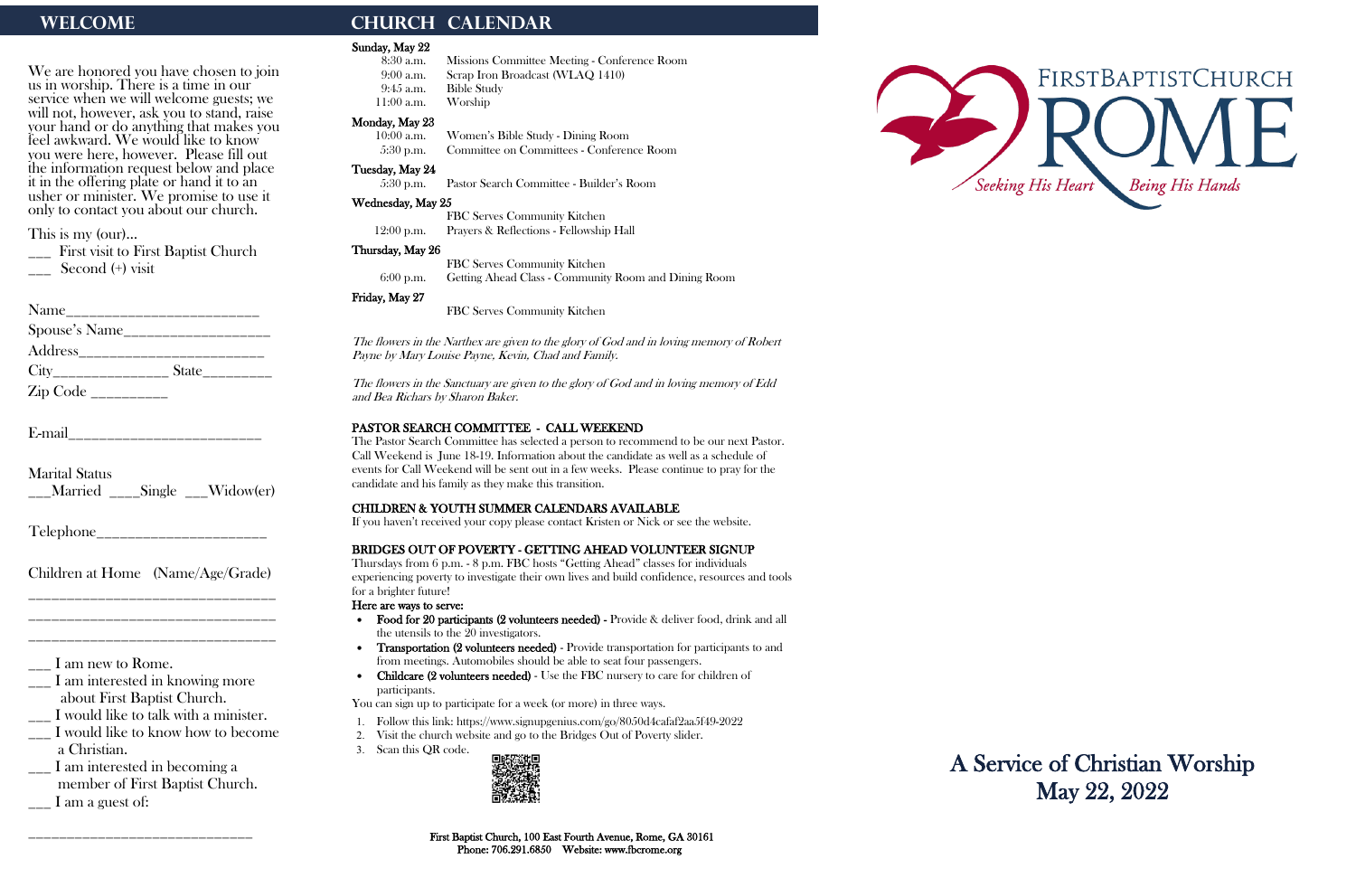## WELCOME

We are honored you have chosen to join us in worship. There is a time in our service when we will welcome guests; we will not, however, ask you to stand, raise your hand or do anything that makes you feel awkward. We would like to know you were here, however. Please fill out the information request below and place it in the offering plate or hand it to an usher or minister. We promise to use it only to contact you about our church.

This is my (our)...

___ First visit to First Baptist Church

___ Second (+) visit

Name_______________________

Spouse's Name_________________

Address______________________

City______________ State________

Zip Code _________

E-mail_______________________

Marital Status

___Married ____Single ___Widow(er)

Telephone____________________

Children at Home (Name/Age/Grade)

______________________________

______________________________

______________________________

___ I am new to Rome.

___ I am interested in knowing more about First Baptist Church.

___ I would like to talk with a minister.

___ I would like to know how to become a Christian.

___ I am interested in becoming a member of First Baptist Church.

___ I am a guest of:

____________________________

## CHURCH CALENDAR

**Sunday, May 22**

8:30 a.m. Missions Committee Meeting - Conference Room
9:00 a.m. Scrap Iron Broadcast (WLAQ 1410)
9:45 a.m. Bible Study
11:00 a.m. Worship

**Monday, May 23**

10:00 a.m. Women's Bible Study - Dining Room
5:30 p.m. Committee on Committees - Conference Room

**Tuesday, May 24**

5:30 p.m. Pastor Search Committee - Builder's Room

**Wednesday, May 25**

FBC Serves Community Kitchen
12:00 p.m. Prayers & Reflections - Fellowship Hall

**Thursday, May 26**

FBC Serves Community Kitchen
6:00 p.m. Getting Ahead Class - Community Room and Dining Room

**Friday, May 27**

FBC Serves Community Kitchen

*The flowers in the Narthex are given to the glory of God and in loving memory of Robert Payne by Mary Louise Payne, Kevin, Chad and Family.*

*The flowers in the Sanctuary are given to the glory of God and in loving memory of Edd and Bea Richars by Sharon Baker.*

**PASTOR SEARCH COMMITTEE - CALL WEEKEND**

The Pastor Search Committee has selected a person to recommend to be our next Pastor. Call Weekend is June 18-19. Information about the candidate as well as a schedule of events for Call Weekend will be sent out in a few weeks. Please continue to pray for the candidate and his family as they make this transition.

**CHILDREN & YOUTH SUMMER CALENDARS AVAILABLE**

If you haven't received your copy please contact Kristen or Nick or see the website.

**BRIDGES OUT OF POVERTY - GETTING AHEAD VOLUNTEER SIGNUP**

Thursdays from 6 p.m. - 8 p.m. FBC hosts "Getting Ahead" classes for individuals experiencing poverty to investigate their own lives and build confidence, resources and tools for a brighter future!

**Here are ways to serve:**

- **Food for 20 participants (2 volunteers needed)** - Provide & deliver food, drink and all the utensils to the 20 investigators.
- **Transportation (2 volunteers needed)** - Provide transportation for participants to and from meetings. Automobiles should be able to seat four passengers.
- **Childcare (2 volunteers needed)** - Use the FBC nursery to care for children of participants.

You can sign up to participate for a week (or more) in three ways.

1. Follow this link: https://www.signupgenius.com/go/8050d4cafaf2aa5f49-2022
2. Visit the church website and go to the Bridges Out of Poverty slider.
3. Scan this QR code.

**First Baptist Church, 100 East Fourth Avenue, Rome, GA 30161**
**Phone: 706.291.6850 Website: www.fbcrome.org**

FIRSTBAPTISTCHURCH ROME

*Seeking His Heart Being His Hands*

# A Service of Christian Worship
# May 22, 2022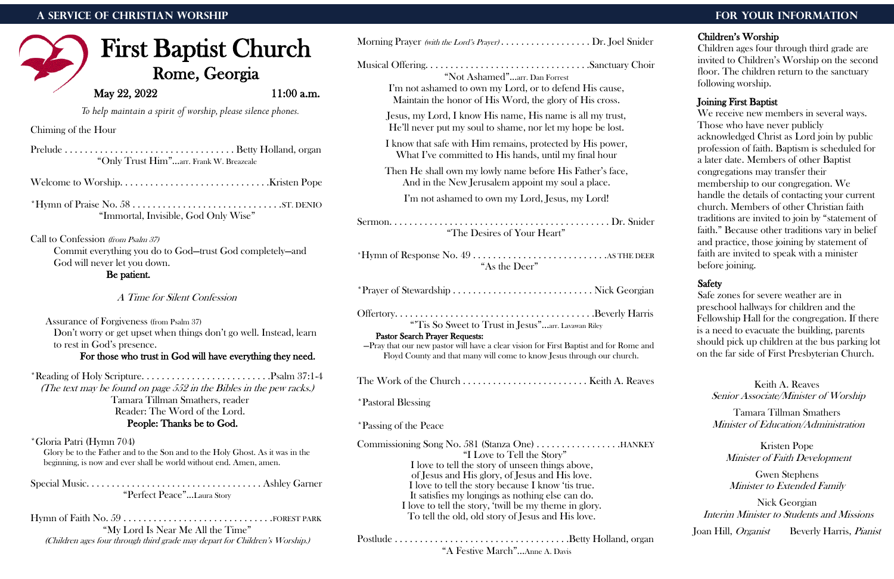## A SERVICE OF CHRISTIAN WORSHIP

# First Baptist Church
## Rome, Georgia

May 22, 2022 11:00 a.m.

*To help maintain a spirit of worship, please silence phones.*

Chiming of the Hour

Prelude . . . . . . . . . . . . . . . . . . . . . . . . . . . . . . . . . . Betty Holland, organ
"Only Trust Him"...arr. Frank W. Breazeale

Welcome to Worship. . . . . . . . . . . . . . . . . . . . . . . . . . . . .Kristen Pope

*Hymn of Praise No. 58 . . . . . . . . . . . . . . . . . . . . . . . . . . . . .ST. DENIO
"Immortal, Invisible, God Only Wise"

Call to Confession *(from Psalm 37)*
Commit everything you do to God—trust God completely—and God will never let you down.
**Be patient.**

*A Time for Silent Confession*

Assurance of Forgiveness (from Psalm 37)
Don't worry or get upset when things don't go well. Instead, learn to rest in God's presence.
**For those who trust in God will have everything they need.**

*Reading of Holy Scripture. . . . . . . . . . . . . . . . . . . . . . . . . .Psalm 37:1-4
*(The text may be found on page 552 in the Bibles in the pew racks.)*
Tamara Tillman Smathers, reader
Reader: The Word of the Lord.
**People: Thanks be to God.**

*Gloria Patri (Hymn 704)
Glory be to the Father and to the Son and to the Holy Ghost. As it was in the beginning, is now and ever shall be world without end. Amen, amen.

Special Music. . . . . . . . . . . . . . . . . . . . . . . . . . . . . . . . . . Ashley Garner
"Perfect Peace"...Laura Story

Hymn of Faith No. 59 . . . . . . . . . . . . . . . . . . . . . . . . . . . . .FOREST PARK
"My Lord Is Near Me All the Time"
*(Children ages four through third grade may depart for Children's Worship.)*

Morning Prayer *(with the Lord's Prayer)* . . . . . . . . . . . . . . . . . . Dr. Joel Snider

Musical Offering. . . . . . . . . . . . . . . . . . . . . . . . . . . . . . . .Sanctuary Choir
"Not Ashamed"...arr. Dan Forrest

I'm not ashamed to own my Lord, or to defend His cause,
Maintain the honor of His Word, the glory of His cross.

Jesus, my Lord, I know His name, His name is all my trust,
He'll never put my soul to shame, nor let my hope be lost.

I know that safe with Him remains, protected by His power,
What I've committed to His hands, until my final hour

Then He shall own my lowly name before His Father's face,
And in the New Jerusalem appoint my soul a place.

I'm not ashamed to own my Lord, Jesus, my Lord!

Sermon. . . . . . . . . . . . . . . . . . . . . . . . . . . . . . . . . . . . . . . . . . . Dr. Snider
"The Desires of Your Heart"

*Hymn of Response No. 49 . . . . . . . . . . . . . . . . . . . . . . . . . .AS THE DEER
"As the Deer"

*Prayer of Stewardship . . . . . . . . . . . . . . . . . . . . . . . . . . . Nick Georgian

Offertory. . . . . . . . . . . . . . . . . . . . . . . . . . . . . . . . . . . . . . . .Beverly Harris
"'Tis So Sweet to Trust in Jesus"...arr. Lavawan Riley

**Pastor Search Prayer Requests:**
—Pray that our new pastor will have a clear vision for First Baptist and for Rome and Floyd County and that many will come to know Jesus through our church.

The Work of the Church . . . . . . . . . . . . . . . . . . . . . . . . . Keith A. Reaves

*Pastoral Blessing

*Passing of the Peace

Commissioning Song No. 581 (Stanza One) . . . . . . . . . . . . . . . . .HANKEY
"I Love to Tell the Story"
I love to tell the story of unseen things above,
of Jesus and His glory, of Jesus and His love.
I love to tell the story because I know 'tis true.
It satisfies my longings as nothing else can do.
I love to tell the story, 'twill be my theme in glory.
To tell the old, old story of Jesus and His love.

Postlude . . . . . . . . . . . . . . . . . . . . . . . . . . . . . . . . . . .Betty Holland, organ
"A Festive March"...Anne A. Davis

## FOR YOUR INFORMATION

**Children's Worship**
Children ages four through third grade are invited to Children's Worship on the second floor. The children return to the sanctuary following worship.

**Joining First Baptist**
We receive new members in several ways. Those who have never publicly acknowledged Christ as Lord join by public profession of faith. Baptism is scheduled for a later date. Members of other Baptist congregations may transfer their membership to our congregation. We handle the details of contacting your current church. Members of other Christian faith traditions are invited to join by "statement of faith." Because other traditions vary in belief and practice, those joining by statement of faith are invited to speak with a minister before joining.

**Safety**
Safe zones for severe weather are in preschool hallways for children and the Fellowship Hall for the congregation. If there is a need to evacuate the building, parents should pick up children at the bus parking lot on the far side of First Presbyterian Church.

Keith A. Reaves
*Senior Associate/Minister of Worship*

Tamara Tillman Smathers
*Minister of Education/Administration*

Kristen Pope
*Minister of Faith Development*

Gwen Stephens
*Minister to Extended Family*

Nick Georgian
*Interim Minister to Students and Missions*

Joan Hill, *Organist* Beverly Harris, *Pianist*